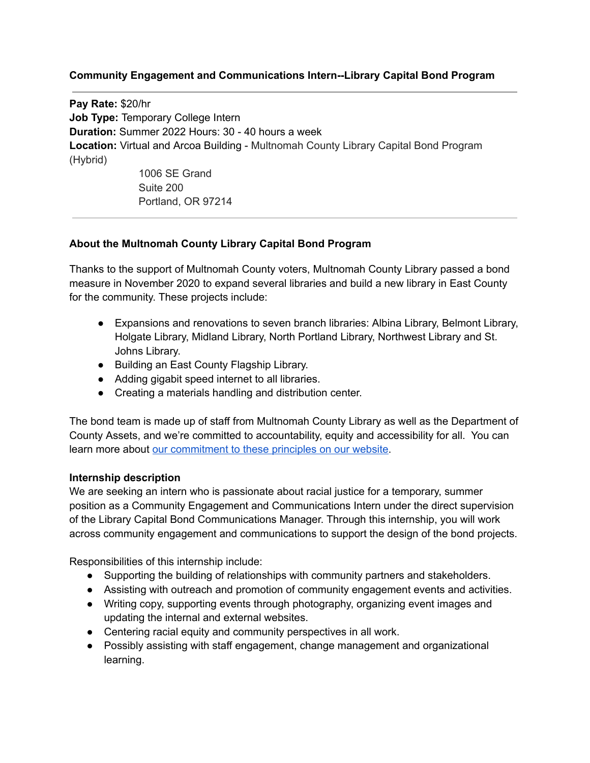**Community Engagement and Communications Intern--Library Capital Bond Program**

---

**Pay Rate:** $20/hr
**Job Type:** Temporary College Intern
**Duration:** Summer 2022 Hours: 30 - 40 hours a week
**Location:** Virtual and Arcoa Building - Multnomah County Library Capital Bond Program (Hybrid)

1006 SE Grand
Suite 200
Portland, OR 97214

---

**About the Multnomah County Library Capital Bond Program**

Thanks to the support of Multnomah County voters, Multnomah County Library passed a bond measure in November 2020 to expand several libraries and build a new library in East County for the community. These projects include:

- Expansions and renovations to seven branch libraries: Albina Library, Belmont Library, Holgate Library, Midland Library, North Portland Library, Northwest Library and St. Johns Library.
- Building an East County Flagship Library.
- Adding gigabit speed internet to all libraries.
- Creating a materials handling and distribution center.

The bond team is made up of staff from Multnomah County Library as well as the Department of County Assets, and we're committed to accountability, equity and accessibility for all. You can learn more about our commitment to these principles on our website.

**Internship description**

We are seeking an intern who is passionate about racial justice for a temporary, summer position as a Community Engagement and Communications Intern under the direct supervision of the Library Capital Bond Communications Manager. Through this internship, you will work across community engagement and communications to support the design of the bond projects.

Responsibilities of this internship include:

- Supporting the building of relationships with community partners and stakeholders.
- Assisting with outreach and promotion of community engagement events and activities.
- Writing copy, supporting events through photography, organizing event images and updating the internal and external websites.
- Centering racial equity and community perspectives in all work.
- Possibly assisting with staff engagement, change management and organizational learning.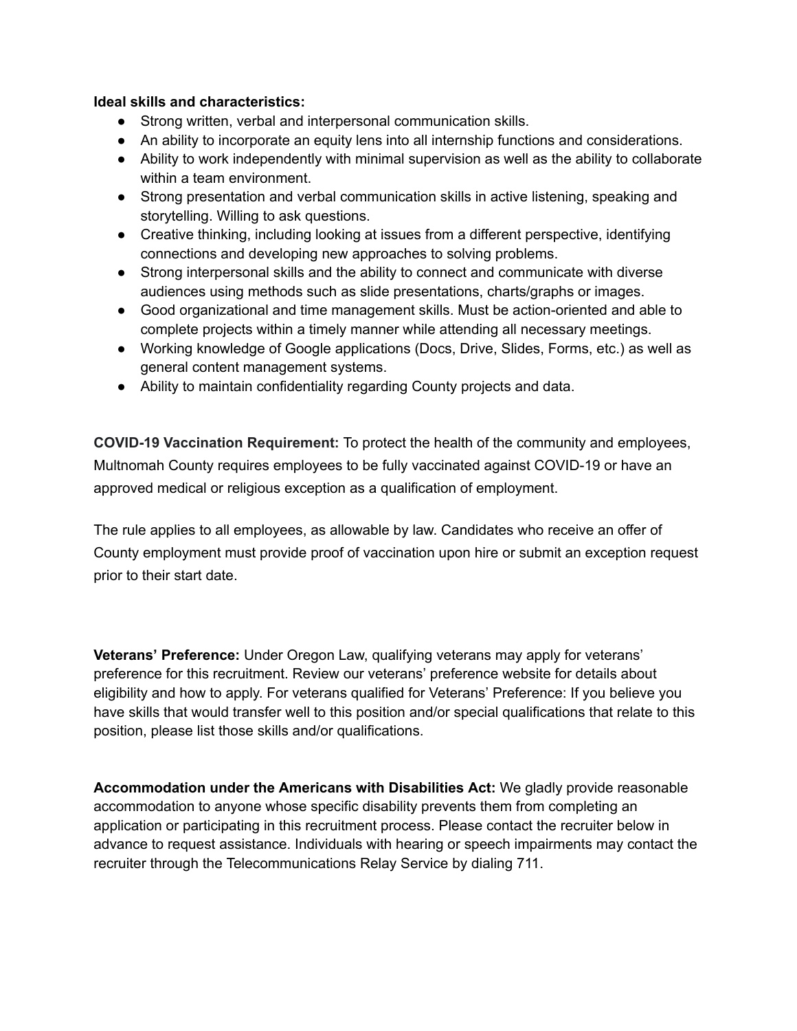**Ideal skills and characteristics:**

- Strong written, verbal and interpersonal communication skills.
- An ability to incorporate an equity lens into all internship functions and considerations.
- Ability to work independently with minimal supervision as well as the ability to collaborate within a team environment.
- Strong presentation and verbal communication skills in active listening, speaking and storytelling. Willing to ask questions.
- Creative thinking, including looking at issues from a different perspective, identifying connections and developing new approaches to solving problems.
- Strong interpersonal skills and the ability to connect and communicate with diverse audiences using methods such as slide presentations, charts/graphs or images.
- Good organizational and time management skills. Must be action-oriented and able to complete projects within a timely manner while attending all necessary meetings.
- Working knowledge of Google applications (Docs, Drive, Slides, Forms, etc.) as well as general content management systems.
- Ability to maintain confidentiality regarding County projects and data.

**COVID-19 Vaccination Requirement:** To protect the health of the community and employees, Multnomah County requires employees to be fully vaccinated against COVID-19 or have an approved medical or religious exception as a qualification of employment.

The rule applies to all employees, as allowable by law. Candidates who receive an offer of County employment must provide proof of vaccination upon hire or submit an exception request prior to their start date.

**Veterans' Preference:** Under Oregon Law, qualifying veterans may apply for veterans' preference for this recruitment. Review our veterans' preference website for details about eligibility and how to apply. For veterans qualified for Veterans' Preference: If you believe you have skills that would transfer well to this position and/or special qualifications that relate to this position, please list those skills and/or qualifications.

**Accommodation under the Americans with Disabilities Act:** We gladly provide reasonable accommodation to anyone whose specific disability prevents them from completing an application or participating in this recruitment process. Please contact the recruiter below in advance to request assistance. Individuals with hearing or speech impairments may contact the recruiter through the Telecommunications Relay Service by dialing 711.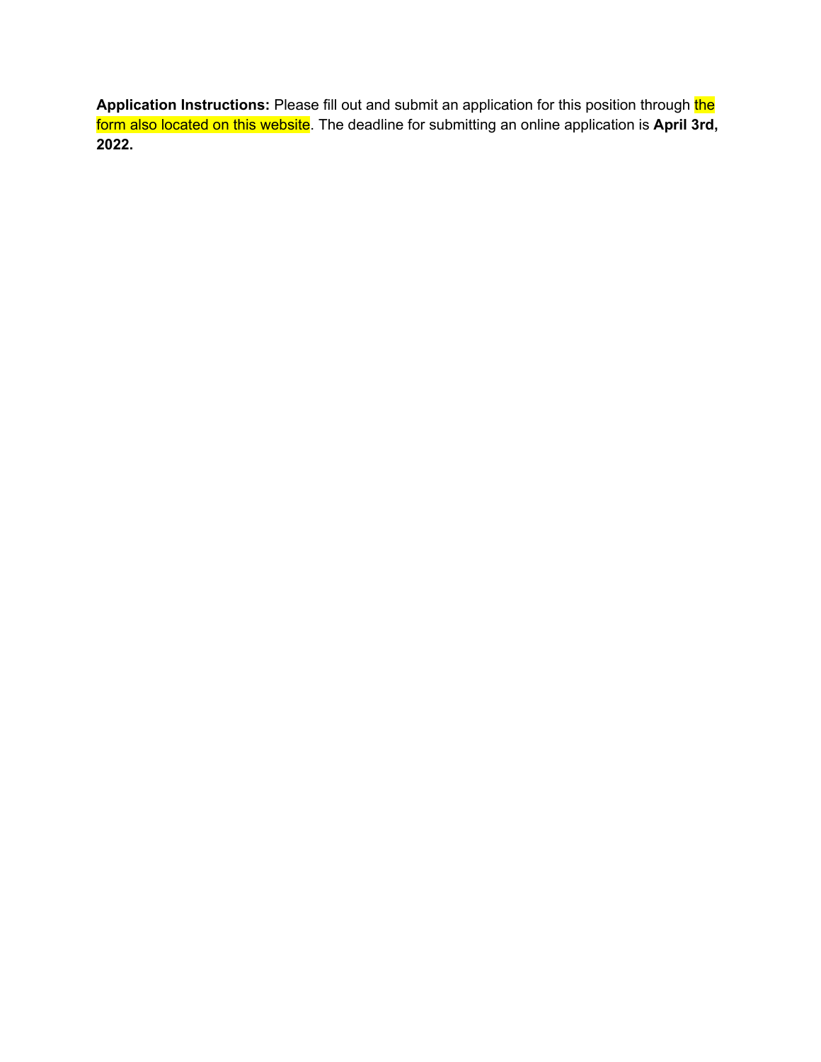**Application Instructions:** Please fill out and submit an application for this position through the form also located on this website. The deadline for submitting an online application is **April 3rd, 2022.**